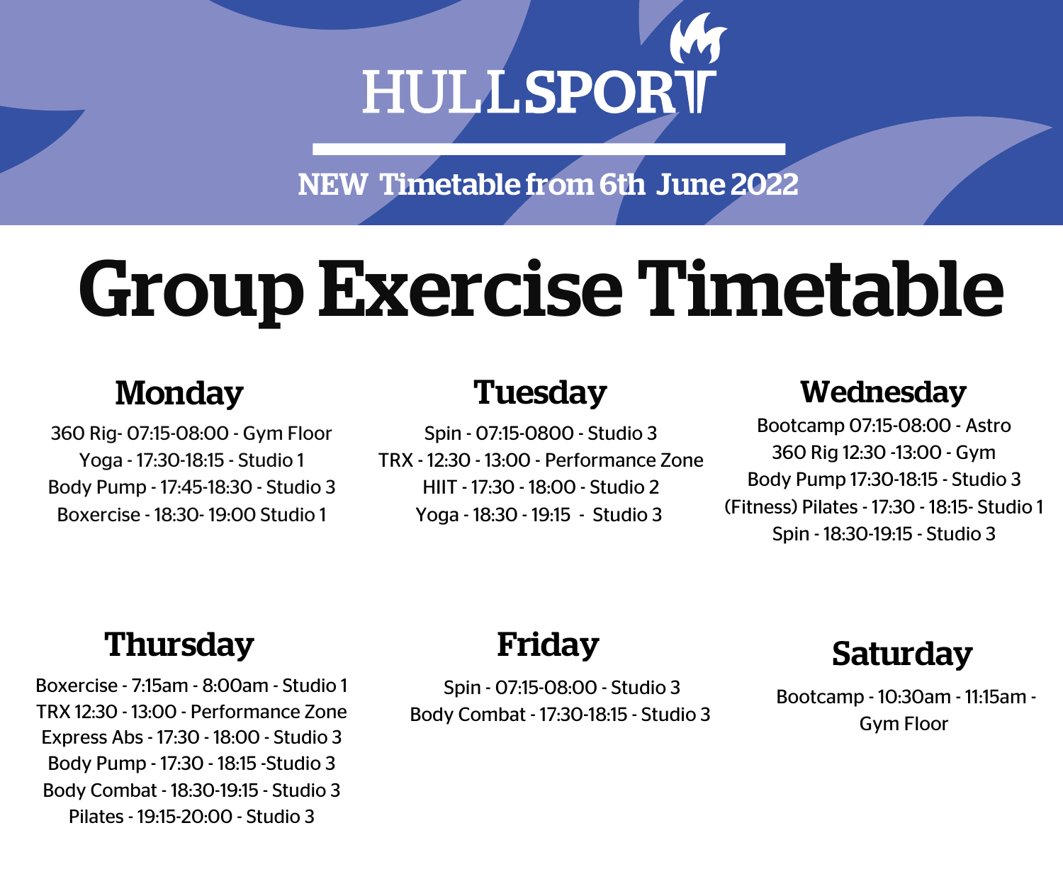HULLSPORT

NEW Timetable from 6th June 2022

# Group Exercise Timetable

## Monday

360 Rig- 07:15-08:00 - Gym Floor
Yoga - 17:30-18:15 - Studio 1
Body Pump - 17:45-18:30 - Studio 3
Boxercise - 18:30- 19:00 Studio 1

## Tuesday

Spin - 07:15-0800 - Studio 3
TRX - 12:30 - 13:00 - Performance Zone
HIIT - 17:30 - 18:00 - Studio 2
Yoga - 18:30 - 19:15 - Studio 3

## Wednesday

Bootcamp 07:15-08:00 - Astro
360 Rig 12:30 -13:00 - Gym
Body Pump 17:30-18:15 - Studio 3
(Fitness) Pilates - 17:30 - 18:15- Studio 1
Spin - 18:30-19:15 - Studio 3

## Thursday

Boxercise - 7:15am - 8:00am - Studio 1
TRX 12:30 - 13:00 - Performance Zone
Express Abs - 17:30 - 18:00 - Studio 3
Body Pump - 17:30 - 18:15 -Studio 3
Body Combat - 18:30-19:15 - Studio 3
Pilates - 19:15-20:00 - Studio 3

## Friday

Spin - 07:15-08:00 - Studio 3
Body Combat - 17:30-18:15 - Studio 3

## Saturday

Bootcamp - 10:30am - 11:15am - Gym Floor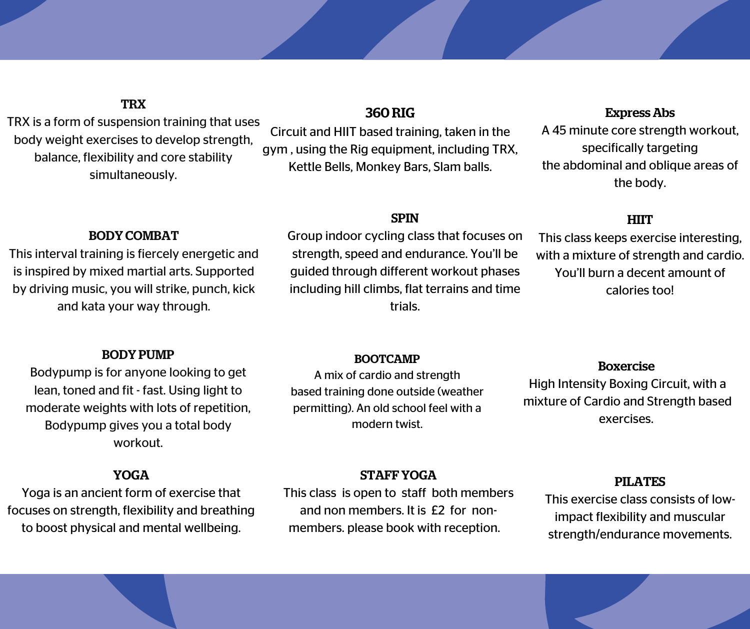### TRX

TRX is a form of suspension training that uses body weight exercises to develop strength, balance, flexibility and core stability simultaneously.

### 360 RIG

Circuit and HIIT based training, taken in the gym , using the Rig equipment, including TRX, Kettle Bells, Monkey Bars, Slam balls.

### Express Abs

A 45 minute core strength workout, specifically targeting the abdominal and oblique areas of the body.

### BODY COMBAT

This interval training is fiercely energetic and is inspired by mixed martial arts. Supported by driving music, you will strike, punch, kick and kata your way through.

### SPIN

Group indoor cycling class that focuses on strength, speed and endurance. You'll be guided through different workout phases including hill climbs, flat terrains and time trials.

### HIIT

This class keeps exercise interesting, with a mixture of strength and cardio. You'll burn a decent amount of calories too!

### BODY PUMP

Bodypump is for anyone looking to get lean, toned and fit - fast. Using light to moderate weights with lots of repetition, Bodypump gives you a total body workout.

### BOOTCAMP

A mix of cardio and strength based training done outside (weather permitting). An old school feel with a modern twist.

### Boxercise

High Intensity Boxing Circuit, with a mixture of Cardio and Strength based exercises.

### YOGA

Yoga is an ancient form of exercise that focuses on strength, flexibility and breathing to boost physical and mental wellbeing.

### STAFF YOGA

This class is open to staff both members and non members. It is £2 for non-members. please book with reception.

### PILATES

This exercise class consists of low-impact flexibility and muscular strength/endurance movements.